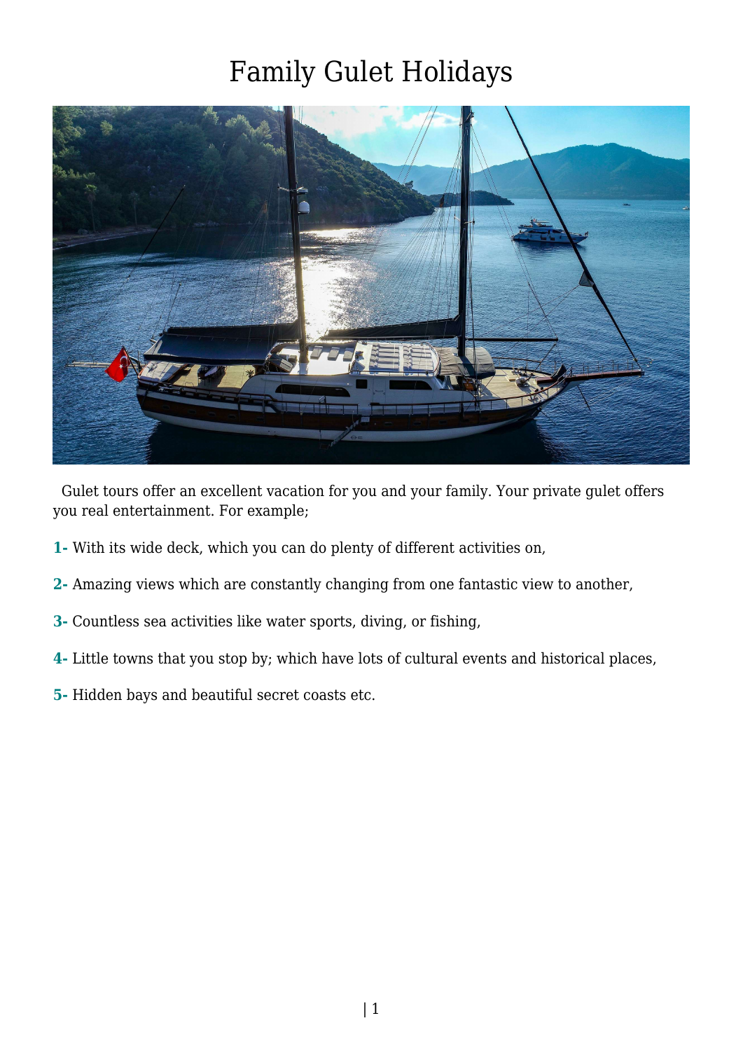# Family Gulet Holidays

Gulet tours offer an excellent vacation for you and your family. Your private gulet offers you real entertainment. For example;

**1-** With its wide deck, which you can do plenty of different activities on,

**2-** Amazing views which are constantly changing from one fantastic view to another,

**3-** Countless sea activities like water sports, diving, or fishing,

**4-** Little towns that you stop by; which have lots of cultural events and historical places,

**5-** Hidden bays and beautiful secret coasts etc.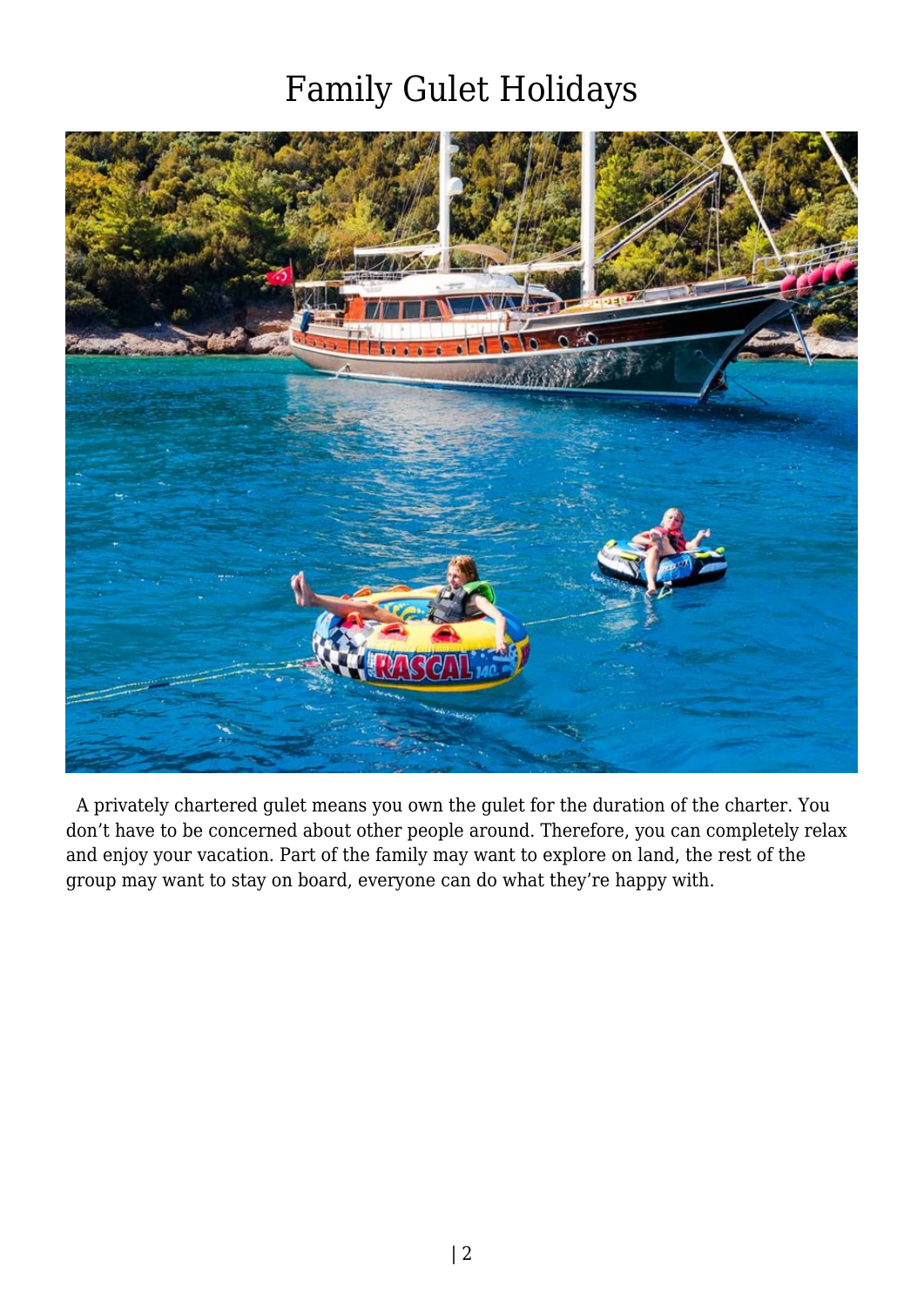# Family Gulet Holidays

A privately chartered gulet means you own the gulet for the duration of the charter. You don't have to be concerned about other people around. Therefore, you can completely relax and enjoy your vacation. Part of the family may want to explore on land, the rest of the group may want to stay on board, everyone can do what they're happy with.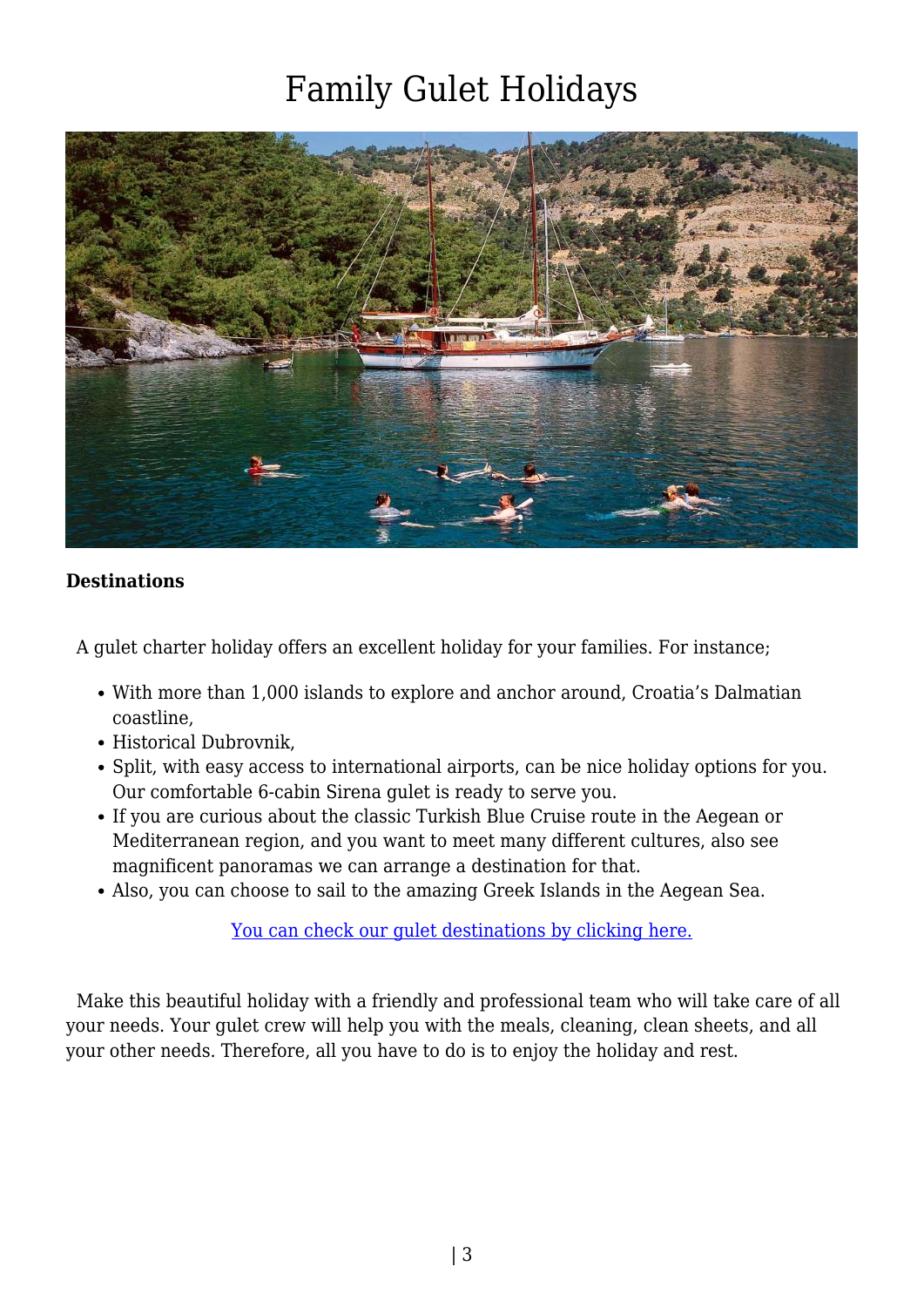# Family Gulet Holidays

**Destinations**

A gulet charter holiday offers an excellent holiday for your families. For instance;

- With more than 1,000 islands to explore and anchor around, Croatia's Dalmatian coastline,
- Historical Dubrovnik,
- Split, with easy access to international airports, can be nice holiday options for you. Our comfortable 6-cabin Sirena gulet is ready to serve you.
- If you are curious about the classic Turkish Blue Cruise route in the Aegean or Mediterranean region, and you want to meet many different cultures, also see magnificent panoramas we can arrange a destination for that.
- Also, you can choose to sail to the amazing Greek Islands in the Aegean Sea.

You can check our gulet destinations by clicking here.

Make this beautiful holiday with a friendly and professional team who will take care of all your needs. Your gulet crew will help you with the meals, cleaning, clean sheets, and all your other needs. Therefore, all you have to do is to enjoy the holiday and rest.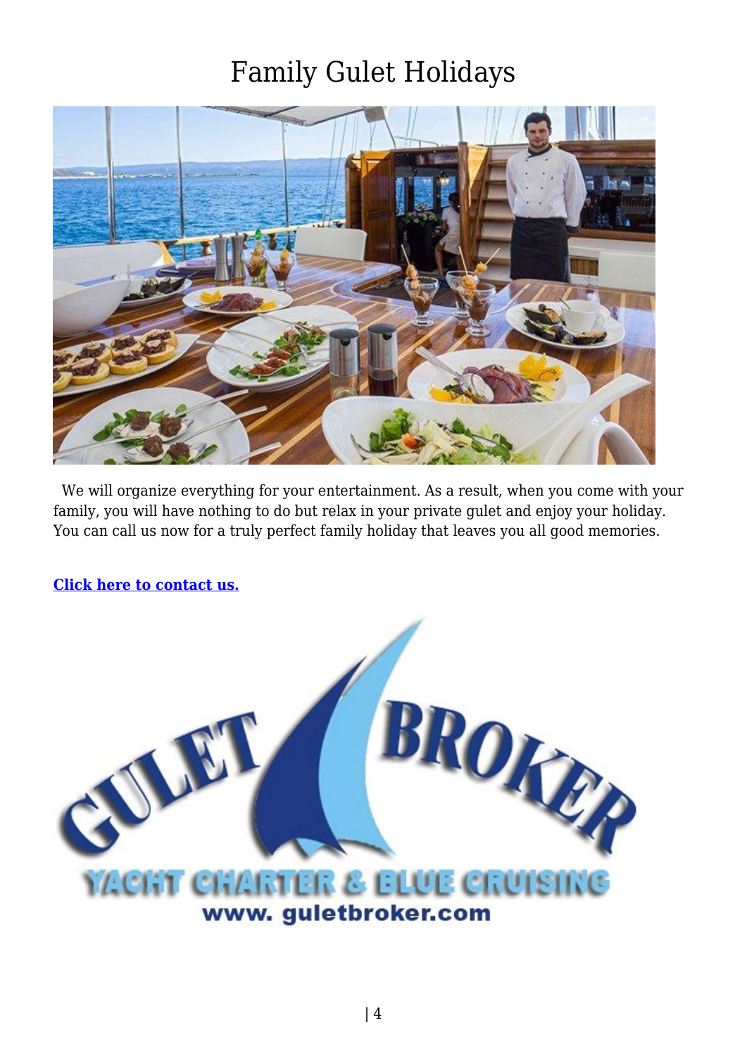# Family Gulet Holidays

We will organize everything for your entertainment. As a result, when you come with your family, you will have nothing to do but relax in your private gulet and enjoy your holiday. You can call us now for a truly perfect family holiday that leaves you all good memories.

**Click here to contact us.**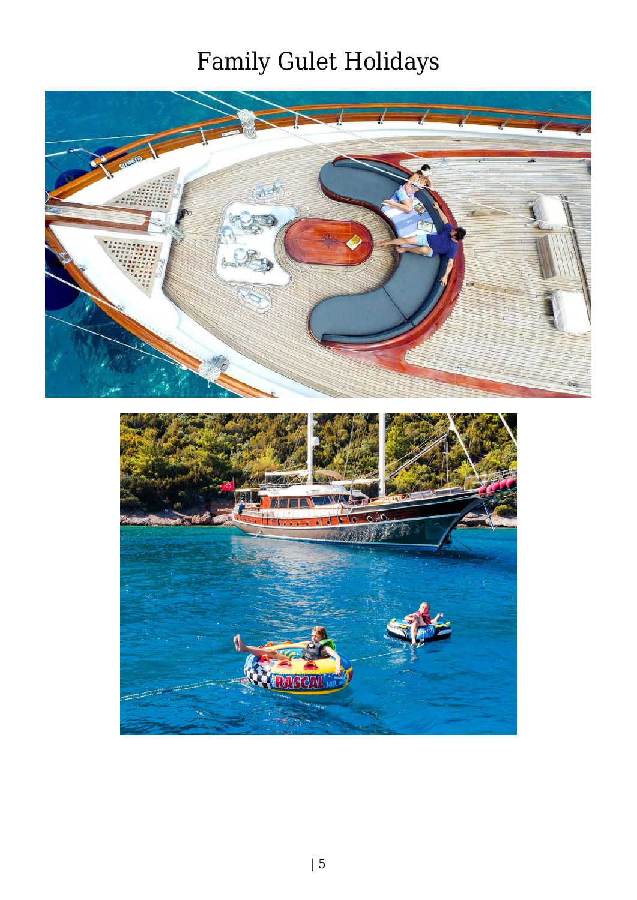# Family Gulet Holidays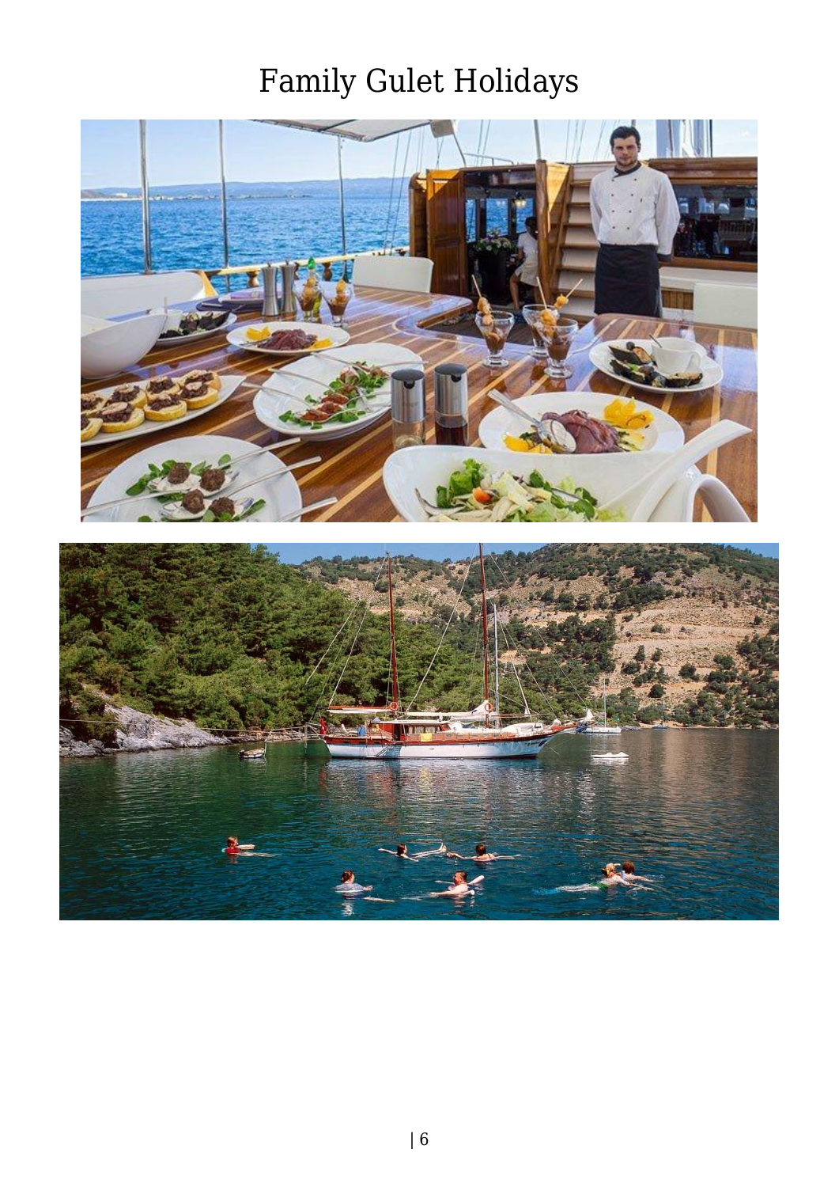# Family Gulet Holidays